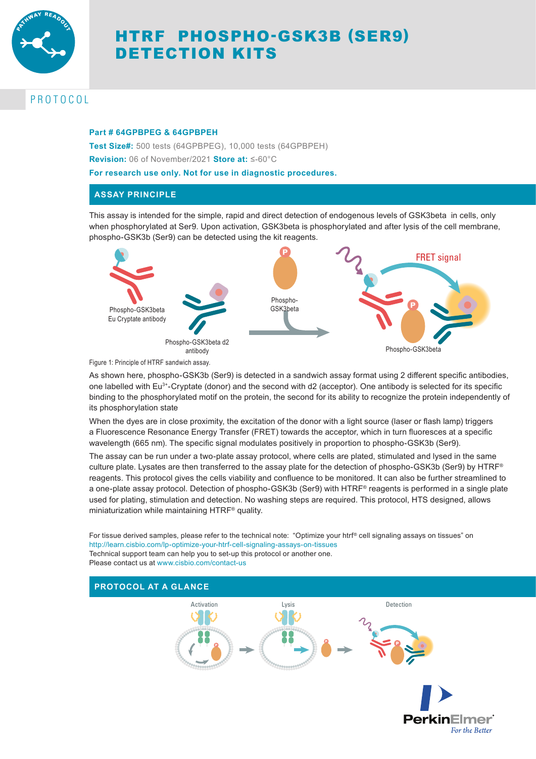# HTRF PHOSPHO-GSK3B (SER9) DETECTION KITS

PROTOCOL

**Part # 64GPBPEG & 64GPBPEH**

**Test Size#:** 500 tests (64GPBPEG), 10,000 tests (64GPBPEH)

**Revision:** 06 of November/2021 **Store at:** ≤-60°C

**For research use only. Not for use in diagnostic procedures.**

## ASSAY PRINCIPLE

This assay is intended for the simple, rapid and direct detection of endogenous levels of GSK3beta in cells, only when phosphorylated at Ser9. Upon activation, GSK3beta is phosphorylated and after lysis of the cell membrane, phospho-GSK3b (Ser9) can be detected using the kit reagents.

Phospho-GSK3beta Eu Cryptate antibody

Phospho-GSK3beta d2 antibody

Phospho-GSK3beta

FRET signal

Phospho-GSK3beta

Figure 1: Principle of HTRF sandwich assay.

As shown here, phospho-GSK3b (Ser9) is detected in a sandwich assay format using 2 different specific antibodies, one labelled with $Eu^{3+}$-Cryptate (donor) and the second with d2 (acceptor). One antibody is selected for its specific binding to the phosphorylated motif on the protein, the second for its ability to recognize the protein independently of its phosphorylation state

When the dyes are in close proximity, the excitation of the donor with a light source (laser or flash lamp) triggers a Fluorescence Resonance Energy Transfer (FRET) towards the acceptor, which in turn fluoresces at a specific wavelength (665 nm). The specific signal modulates positively in proportion to phospho-GSK3b (Ser9).

The assay can be run under a two-plate assay protocol, where cells are plated, stimulated and lysed in the same culture plate. Lysates are then transferred to the assay plate for the detection of phospho-GSK3b (Ser9) by HTRF® reagents. This protocol gives the cells viability and confluence to be monitored. It can also be further streamlined to a one-plate assay protocol. Detection of phospho-GSK3b (Ser9) with HTRF® reagents is performed in a single plate used for plating, stimulation and detection. No washing steps are required. This protocol, HTS designed, allows miniaturization while maintaining HTRF® quality.

For tissue derived samples, please refer to the technical note: "Optimize your htrf® cell signaling assays on tissues" on http://learn.cisbio.com/lp-optimize-your-htrf-cell-signaling-assays-on-tissues
Technical support team can help you to set-up this protocol or another one.
Please contact us at www.cisbio.com/contact-us

## PROTOCOL AT A GLANCE

Activation → Lysis → Detection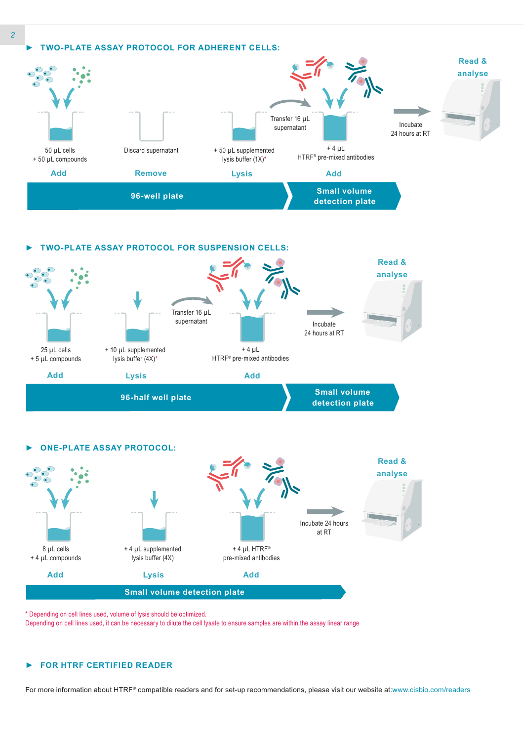## TWO-PLATE ASSAY PROTOCOL FOR ADHERENT CELLS:

**96-well plate**

- **Add**: 50 µL cells + 50 µL compounds
- **Remove**: Discard supernatant
- **Lysis**: + 50 µL supplemented lysis buffer (1X)*

Transfer 16 µL supernatant

**Small volume detection plate**

- **Add**: + 4 µL HTRF® pre-mixed antibodies

Incubate 24 hours at RT

**Read & analyse**

## TWO-PLATE ASSAY PROTOCOL FOR SUSPENSION CELLS:

**96-half well plate**

- **Add**: 25 µL cells + 5 µL compounds
- **Lysis**: + 10 µL supplemented lysis buffer (4X)*

Transfer 16 µL supernatant

**Small volume detection plate**

- **Add**: + 4 µL HTRF® pre-mixed antibodies

Incubate 24 hours at RT

**Read & analyse**

## ONE-PLATE ASSAY PROTOCOL:

**Small volume detection plate**

- **Add**: 8 µL cells + 4 µL compounds
- **Lysis**: + 4 µL supplemented lysis buffer (4X)
- **Add**: + 4 µL HTRF® pre-mixed antibodies

Incubate 24 hours at RT

**Read & analyse**

\* Depending on cell lines used, volume of lysis should be optimized.
Depending on cell lines used, it can be necessary to dilute the cell lysate to ensure samples are within the assay linear range

## FOR HTRF CERTIFIED READER

For more information about HTRF® compatible readers and for set-up recommendations, please visit our website at:www.cisbio.com/readers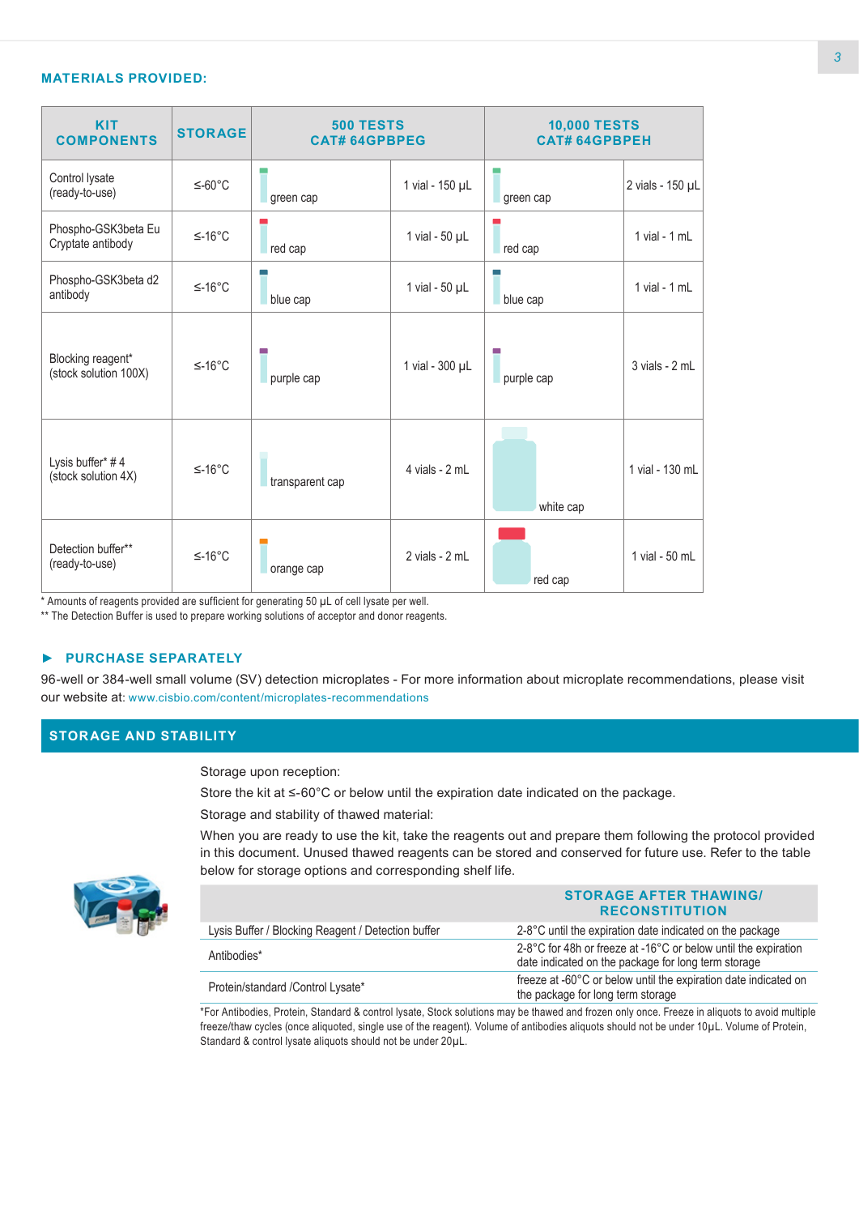## MATERIALS PROVIDED:

| KIT COMPONENTS | STORAGE | 500 TESTS CAT# 64GPBPEG | | 10,000 TESTS CAT# 64GPBPEH | |
|---|---|---|---|---|---|
| Control lysate (ready-to-use) | ≤-60°C | green cap | 1 vial - 150 µL | green cap | 2 vials - 150 µL |
| Phospho-GSK3beta Eu Cryptate antibody | ≤-16°C | red cap | 1 vial - 50 µL | red cap | 1 vial - 1 mL |
| Phospho-GSK3beta d2 antibody | ≤-16°C | blue cap | 1 vial - 50 µL | blue cap | 1 vial - 1 mL |
| Blocking reagent* (stock solution 100X) | ≤-16°C | purple cap | 1 vial - 300 µL | purple cap | 3 vials - 2 mL |
| Lysis buffer* # 4 (stock solution 4X) | ≤-16°C | transparent cap | 4 vials - 2 mL | white cap | 1 vial - 130 mL |
| Detection buffer** (ready-to-use) | ≤-16°C | orange cap | 2 vials - 2 mL | red cap | 1 vial - 50 mL |

\* Amounts of reagents provided are sufficient for generating 50 µL of cell lysate per well.
** The Detection Buffer is used to prepare working solutions of acceptor and donor reagents.

### ► PURCHASE SEPARATELY

96-well or 384-well small volume (SV) detection microplates - For more information about microplate recommendations, please visit our website at: www.cisbio.com/content/microplates-recommendations

## STORAGE AND STABILITY

Storage upon reception:

Store the kit at ≤-60°C or below until the expiration date indicated on the package.

Storage and stability of thawed material:

When you are ready to use the kit, take the reagents out and prepare them following the protocol provided in this document. Unused thawed reagents can be stored and conserved for future use. Refer to the table below for storage options and corresponding shelf life.

| | STORAGE AFTER THAWING/ RECONSTITUTION |
|---|---|
| Lysis Buffer / Blocking Reagent / Detection buffer | 2-8°C until the expiration date indicated on the package |
| Antibodies* | 2-8°C for 48h or freeze at -16°C or below until the expiration date indicated on the package for long term storage |
| Protein/standard /Control Lysate* | freeze at -60°C or below until the expiration date indicated on the package for long term storage |

*For Antibodies, Protein, Standard & control lysate, Stock solutions may be thawed and frozen only once. Freeze in aliquots to avoid multiple freeze/thaw cycles (once aliquoted, single use of the reagent). Volume of antibodies aliquots should not be under 10µL. Volume of Protein, Standard & control lysate aliquots should not be under 20µL.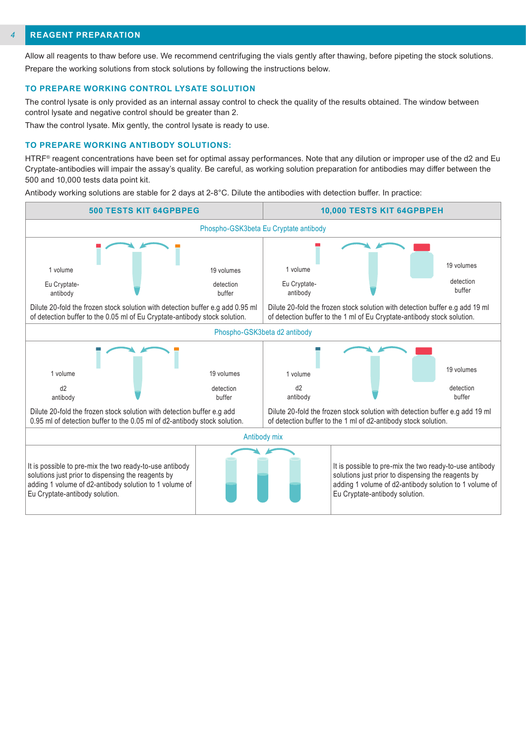## REAGENT PREPARATION

Allow all reagents to thaw before use. We recommend centrifuging the vials gently after thawing, before pipeting the stock solutions. Prepare the working solutions from stock solutions by following the instructions below.

### TO PREPARE WORKING CONTROL LYSATE SOLUTION

The control lysate is only provided as an internal assay control to check the quality of the results obtained. The window between control lysate and negative control should be greater than 2.

Thaw the control lysate. Mix gently, the control lysate is ready to use.

### TO PREPARE WORKING ANTIBODY SOLUTIONS:

HTRF® reagent concentrations have been set for optimal assay performances. Note that any dilution or improper use of the d2 and Eu Cryptate-antibodies will impair the assay's quality. Be careful, as working solution preparation for antibodies may differ between the 500 and 10,000 tests data point kit.

Antibody working solutions are stable for 2 days at 2-8°C. Dilute the antibodies with detection buffer. In practice:

| 500 TESTS KIT 64GPBPEG | 10,000 TESTS KIT 64GPBPEH |
|---|---|
| **Phospho-GSK3beta Eu Cryptate antibody** | |
| 1 volume Eu Cryptate-antibody + 19 volumes detection buffer | 1 volume Eu Cryptate-antibody + 19 volumes detection buffer |
| Dilute 20-fold the frozen stock solution with detection buffer e.g add 0.95 ml of detection buffer to the 0.05 ml of Eu Cryptate-antibody stock solution. | Dilute 20-fold the frozen stock solution with detection buffer e.g add 19 ml of detection buffer to the 1 ml of Eu Cryptate-antibody stock solution. |
| **Phospho-GSK3beta d2 antibody** | |
| 1 volume d2 antibody + 19 volumes detection buffer | 1 volume d2 antibody + 19 volumes detection buffer |
| Dilute 20-fold the frozen stock solution with detection buffer e.g add 0.95 ml of detection buffer to the 0.05 ml of d2-antibody stock solution. | Dilute 20-fold the frozen stock solution with detection buffer e.g add 19 ml of detection buffer to the 1 ml of d2-antibody stock solution. |
| **Antibody mix** | |
| It is possible to pre-mix the two ready-to-use antibody solutions just prior to dispensing the reagents by adding 1 volume of d2-antibody solution to 1 volume of Eu Cryptate-antibody solution. | It is possible to pre-mix the two ready-to-use antibody solutions just prior to dispensing the reagents by adding 1 volume of d2-antibody solution to 1 volume of Eu Cryptate-antibody solution. |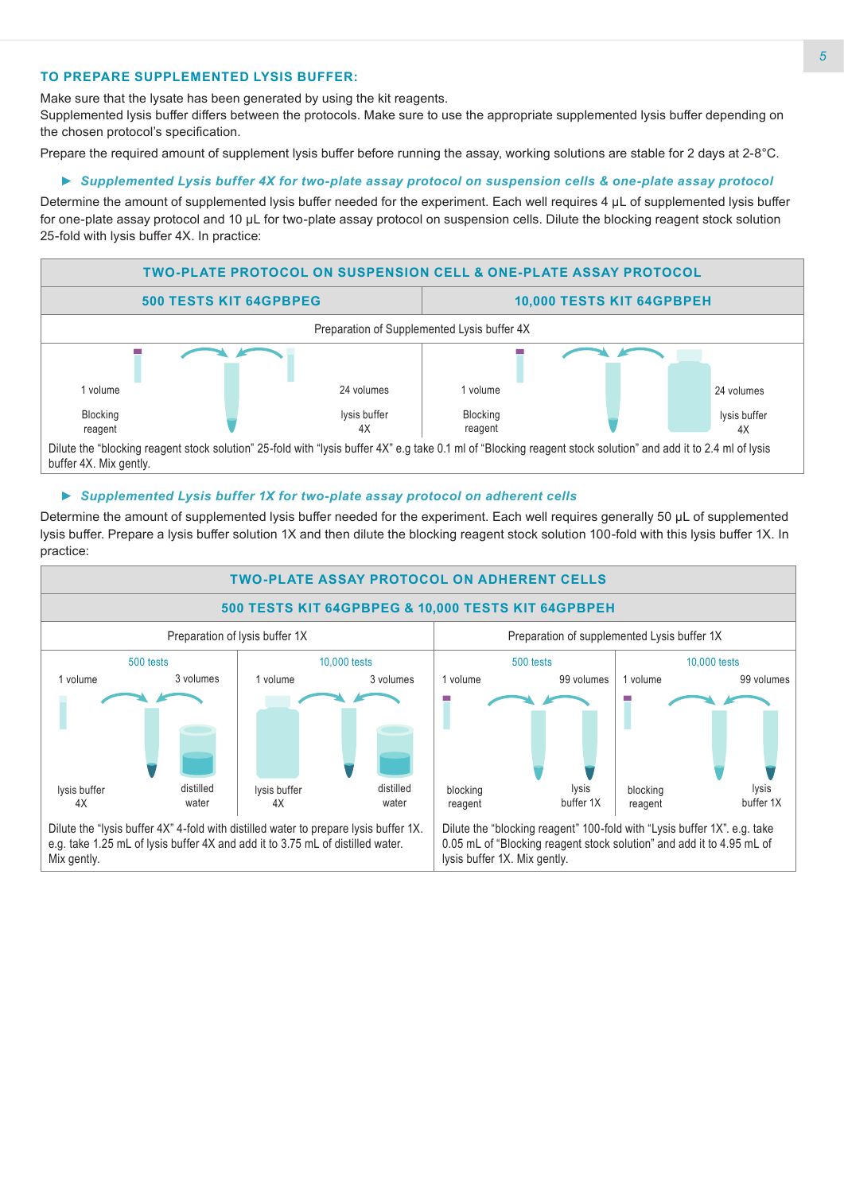### TO PREPARE SUPPLEMENTED LYSIS BUFFER:

Make sure that the lysate has been generated by using the kit reagents.
Supplemented lysis buffer differs between the protocols. Make sure to use the appropriate supplemented lysis buffer depending on the chosen protocol's specification.

Prepare the required amount of supplement lysis buffer before running the assay, working solutions are stable for 2 days at 2-8°C.

► ***Supplemented Lysis buffer 4X for two-plate assay protocol on suspension cells & one-plate assay protocol***

Determine the amount of supplemented lysis buffer needed for the experiment. Each well requires 4 µL of supplemented lysis buffer for one-plate assay protocol and 10 µL for two-plate assay protocol on suspension cells. Dilute the blocking reagent stock solution 25-fold with lysis buffer 4X. In practice:

| TWO-PLATE PROTOCOL ON SUSPENSION CELL & ONE-PLATE ASSAY PROTOCOL | | | |
|---|---|---|---|
| **500 TESTS KIT 64GPBPEG** | | **10,000 TESTS KIT 64GPBPEH** | |
| Preparation of Supplemented Lysis buffer 4X | | | |
| 1 volume Blocking reagent | 24 volumes lysis buffer 4X | 1 volume Blocking reagent | 24 volumes lysis buffer 4X |
| Dilute the "blocking reagent stock solution" 25-fold with "lysis buffer 4X" e.g take 0.1 ml of "Blocking reagent stock solution" and add it to 2.4 ml of lysis buffer 4X. Mix gently. | | | |

► ***Supplemented Lysis buffer 1X for two-plate assay protocol on adherent cells***

Determine the amount of supplemented lysis buffer needed for the experiment. Each well requires generally 50 µL of supplemented lysis buffer. Prepare a lysis buffer solution 1X and then dilute the blocking reagent stock solution 100-fold with this lysis buffer 1X. In practice:

| TWO-PLATE ASSAY PROTOCOL ON ADHERENT CELLS | | | |
|---|---|---|---|
| **500 TESTS KIT 64GPBPEG & 10,000 TESTS KIT 64GPBPEH** | | | |
| Preparation of lysis buffer 1X | | Preparation of supplemented Lysis buffer 1X | |
| 500 tests | 10,000 tests | 500 tests | 10,000 tests |
| 1 volume lysis buffer 4X; 3 volumes distilled water | 1 volume lysis buffer 4X; 3 volumes distilled water | 1 volume blocking reagent; 99 volumes lysis buffer 1X | 1 volume blocking reagent; 99 volumes lysis buffer 1X |
| Dilute the "lysis buffer 4X" 4-fold with distilled water to prepare lysis buffer 1X. e.g. take 1.25 mL of lysis buffer 4X and add it to 3.75 mL of distilled water. Mix gently. | | Dilute the "blocking reagent" 100-fold with "Lysis buffer 1X". e.g. take 0.05 mL of "Blocking reagent stock solution" and add it to 4.95 mL of lysis buffer 1X. Mix gently. | |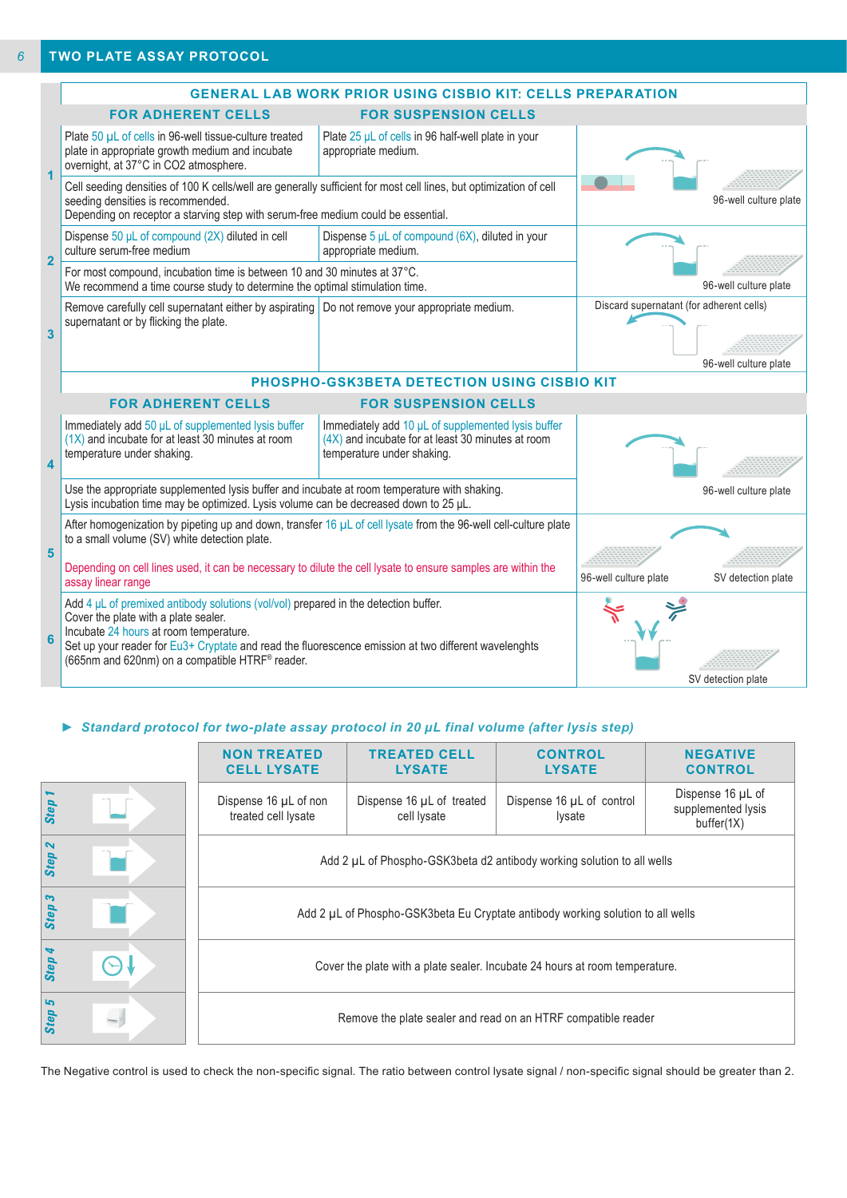## TWO PLATE ASSAY PROTOCOL

### GENERAL LAB WORK PRIOR USING CISBIO KIT: CELLS PREPARATION

| Step | FOR ADHERENT CELLS | FOR SUSPENSION CELLS | |
|---|---|---|---|
| 1 | Plate 50 µL of cells in 96-well tissue-culture treated plate in appropriate growth medium and incubate overnight, at 37°C in CO2 atmosphere. | Plate 25 µL of cells in 96 half-well plate in your appropriate medium. | 96-well culture plate |
| | Cell seeding densities of 100 K cells/well are generally sufficient for most cell lines, but optimization of cell seeding densities is recommended. Depending on receptor a starving step with serum-free medium could be essential. | | |
| 2 | Dispense 50 µL of compound (2X) diluted in cell culture serum-free medium | Dispense 5 µL of compound (6X), diluted in your appropriate medium. | 96-well culture plate |
| | For most compound, incubation time is between 10 and 30 minutes at 37°C. We recommend a time course study to determine the optimal stimulation time. | | |
| 3 | Remove carefully cell supernatant either by aspirating supernatant or by flicking the plate. | Do not remove your appropriate medium. | Discard supernatant (for adherent cells) 96-well culture plate |

### PHOSPHO-GSK3BETA DETECTION USING CISBIO KIT

| Step | FOR ADHERENT CELLS | FOR SUSPENSION CELLS | |
|---|---|---|---|
| 4 | Immediately add 50 µL of supplemented lysis buffer (1X) and incubate for at least 30 minutes at room temperature under shaking. | Immediately add 10 µL of supplemented lysis buffer (4X) and incubate for at least 30 minutes at room temperature under shaking. | 96-well culture plate |
| | Use the appropriate supplemented lysis buffer and incubate at room temperature with shaking. Lysis incubation time may be optimized. Lysis volume can be decreased down to 25 µL. | | |
| 5 | After homogenization by pipeting up and down, transfer 16 µL of cell lysate from the 96-well cell-culture plate to a small volume (SV) white detection plate. Depending on cell lines used, it can be necessary to dilute the cell lysate to ensure samples are within the assay linear range | | 96-well culture plate → SV detection plate |
| 6 | Add 4 µL of premixed antibody solutions (vol/vol) prepared in the detection buffer. Cover the plate with a plate sealer. Incubate 24 hours at room temperature. Set up your reader for Eu3+ Cryptate and read the fluorescence emission at two different wavelenghts (665nm and 620nm) on a compatible HTRF® reader. | | SV detection plate |

► ***Standard protocol for two-plate assay protocol in 20 µL final volume (after lysis step)***

| | NON TREATED CELL LYSATE | TREATED CELL LYSATE | CONTROL LYSATE | NEGATIVE CONTROL |
|---|---|---|---|---|
| Step 1 | Dispense 16 µL of non treated cell lysate | Dispense 16 µL of treated cell lysate | Dispense 16 µL of control lysate | Dispense 16 µL of supplemented lysis buffer(1X) |
| Step 2 | Add 2 µL of Phospho-GSK3beta d2 antibody working solution to all wells | | | |
| Step 3 | Add 2 µL of Phospho-GSK3beta Eu Cryptate antibody working solution to all wells | | | |
| Step 4 | Cover the plate with a plate sealer. Incubate 24 hours at room temperature. | | | |
| Step 5 | Remove the plate sealer and read on an HTRF compatible reader | | | |

The Negative control is used to check the non-specific signal. The ratio between control lysate signal / non-specific signal should be greater than 2.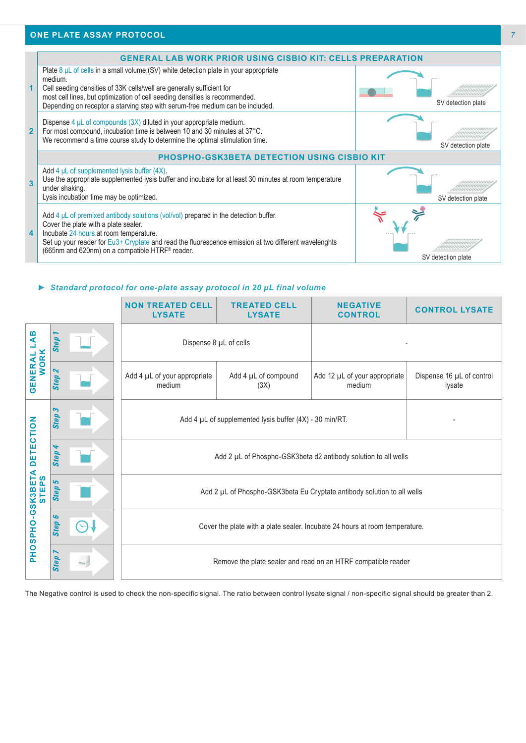## ONE PLATE ASSAY PROTOCOL

| | GENERAL LAB WORK PRIOR USING CISBIO KIT: CELLS PREPARATION | |
|---|---|---|
| 1 | Plate 8 µL of cells in a small volume (SV) white detection plate in your appropriate medium.<br>Cell seeding densities of 33K cells/well are generally sufficient for most cell lines, but optimization of cell seeding densities is recommended.<br>Depending on receptor a starving step with serum-free medium can be included. | SV detection plate |
| 2 | Dispense 4 µL of compounds (3X) diluted in your appropriate medium.<br>For most compound, incubation time is between 10 and 30 minutes at 37°C.<br>We recommend a time course study to determine the optimal stimulation time. | SV detection plate |
| | **PHOSPHO-GSK3BETA DETECTION USING CISBIO KIT** | |
| 3 | Add 4 µL of supplemented lysis buffer (4X).<br>Use the appropriate supplemented lysis buffer and incubate for at least 30 minutes at room temperature under shaking.<br>Lysis incubation time may be optimized. | SV detection plate |
| 4 | Add 4 µL of premixed antibody solutions (vol/vol) prepared in the detection buffer.<br>Cover the plate with a plate sealer.<br>Incubate 24 hours at room temperature.<br>Set up your reader for Eu3+ Cryptate and read the fluorescence emission at two different wavelenghts (665nm and 620nm) on a compatible HTRF® reader. | SV detection plate |

► *Standard protocol for one-plate assay protocol in 20 µL final volume*

| | | NON TREATED CELL LYSATE | TREATED CELL LYSATE | NEGATIVE CONTROL | CONTROL LYSATE |
|---|---|---|---|---|---|
| GENERAL LAB WORK | Step 1 | Dispense 8 µL of cells | | - | |
| | Step 2 | Add 4 µL of your appropriate medium | Add 4 µL of compound (3X) | Add 12 µL of your appropriate medium | Dispense 16 µL of control lysate |
| PHOSPHO-GSK3BETA DETECTION STEPS | Step 3 | Add 4 µL of supplemented lysis buffer (4X) - 30 min/RT. | | | - |
| | Step 4 | Add 2 µL of Phospho-GSK3beta d2 antibody solution to all wells | | | |
| | Step 5 | Add 2 µL of Phospho-GSK3beta Eu Cryptate antibody solution to all wells | | | |
| | Step 6 | Cover the plate with a plate sealer. Incubate 24 hours at room temperature. | | | |
| | Step 7 | Remove the plate sealer and read on an HTRF compatible reader | | | |

The Negative control is used to check the non-specific signal. The ratio between control lysate signal / non-specific signal should be greater than 2.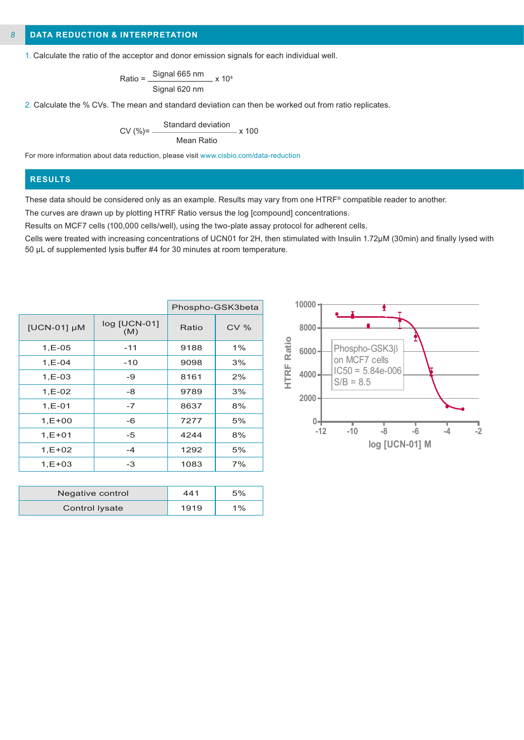## DATA REDUCTION & INTERPRETATION

1. Calculate the ratio of the acceptor and donor emission signals for each individual well.

$$\text{Ratio} = \frac{\text{Signal 665 nm}}{\text{Signal 620 nm}} \times 10^4$$

2. Calculate the % CVs. The mean and standard deviation can then be worked out from ratio replicates.

$$\text{CV (\%)} = \frac{\text{Standard deviation}}{\text{Mean Ratio}} \times 100$$

For more information about data reduction, please visit www.cisbio.com/data-reduction

## RESULTS

These data should be considered only as an example. Results may vary from one HTRF® compatible reader to another.

The curves are drawn up by plotting HTRF Ratio versus the log [compound] concentrations.

Results on MCF7 cells (100,000 cells/well), using the two-plate assay protocol for adherent cells.

Cells were treated with increasing concentrations of UCN01 for 2H, then stimulated with Insulin 1.72µM (30min) and finally lysed with 50 µL of supplemented lysis buffer #4 for 30 minutes at room temperature.

| | | Phospho-GSK3beta | |
|---|---|---|---|
| [UCN-01] µM | log [UCN-01] (M) | Ratio | CV % |
| 1,E-05 | -11 | 9188 | 1% |
| 1,E-04 | -10 | 9098 | 3% |
| 1,E-03 | -9 | 8161 | 2% |
| 1,E-02 | -8 | 9789 | 3% |
| 1,E-01 | -7 | 8637 | 8% |
| 1,E+00 | -6 | 7277 | 5% |
| 1,E+01 | -5 | 4244 | 8% |
| 1,E+02 | -4 | 1292 | 5% |
| 1,E+03 | -3 | 1083 | 7% |

| | Ratio | CV % |
|---|---|---|
| Negative control | 441 | 5% |
| Control lysate | 1919 | 1% |

Phospho-GSK3β on MCF7 cells
IC50 = 5.84e-006
S/B = 8.5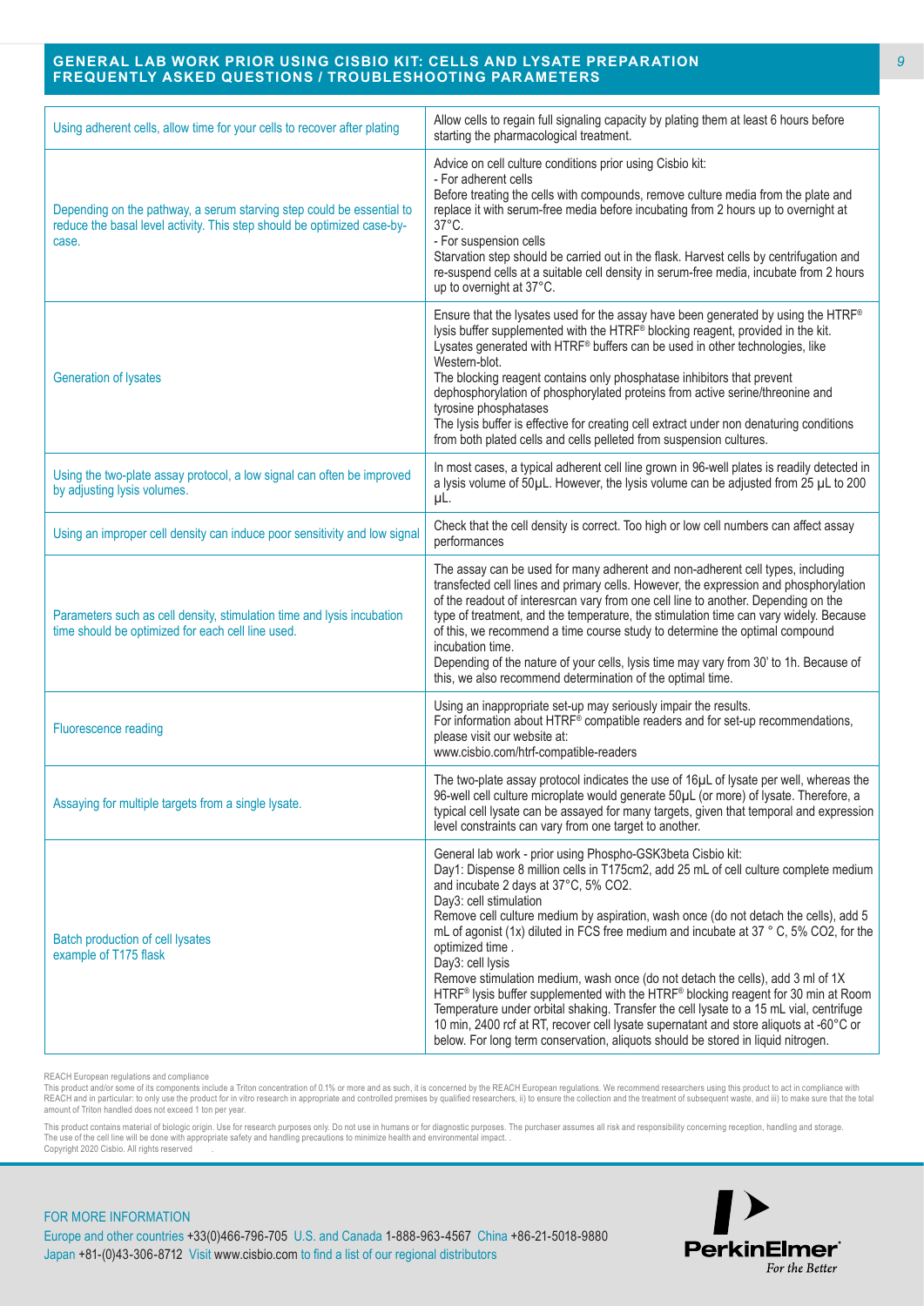## GENERAL LAB WORK PRIOR USING CISBIO KIT: CELLS AND LYSATE PREPARATION FREQUENTLY ASKED QUESTIONS / TROUBLESHOOTING PARAMETERS

| | |
|---|---|
| Using adherent cells, allow time for your cells to recover after plating | Allow cells to regain full signaling capacity by plating them at least 6 hours before starting the pharmacological treatment. |
| Depending on the pathway, a serum starving step could be essential to reduce the basal level activity. This step should be optimized case-by-case. | Advice on cell culture conditions prior using Cisbio kit:<br>- For adherent cells<br>Before treating the cells with compounds, remove culture media from the plate and replace it with serum-free media before incubating from 2 hours up to overnight at 37°C.<br>- For suspension cells<br>Starvation step should be carried out in the flask. Harvest cells by centrifugation and re-suspend cells at a suitable cell density in serum-free media, incubate from 2 hours up to overnight at 37°C. |
| Generation of lysates | Ensure that the lysates used for the assay have been generated by using the HTRF® lysis buffer supplemented with the HTRF® blocking reagent, provided in the kit. Lysates generated with HTRF® buffers can be used in other technologies, like Western-blot.<br>The blocking reagent contains only phosphatase inhibitors that prevent dephosphorylation of phosphorylated proteins from active serine/threonine and tyrosine phosphatases<br>The lysis buffer is effective for creating cell extract under non denaturing conditions from both plated cells and cells pelleted from suspension cultures. |
| Using the two-plate assay protocol, a low signal can often be improved by adjusting lysis volumes. | In most cases, a typical adherent cell line grown in 96-well plates is readily detected in a lysis volume of 50µL. However, the lysis volume can be adjusted from 25 µL to 200 µL. |
| Using an improper cell density can induce poor sensitivity and low signal | Check that the cell density is correct. Too high or low cell numbers can affect assay performances |
| Parameters such as cell density, stimulation time and lysis incubation time should be optimized for each cell line used. | The assay can be used for many adherent and non-adherent cell types, including transfected cell lines and primary cells. However, the expression and phosphorylation of the readout of interesrcan vary from one cell line to another. Depending on the type of treatment, and the temperature, the stimulation time can vary widely. Because of this, we recommend a time course study to determine the optimal compound incubation time.<br>Depending of the nature of your cells, lysis time may vary from 30' to 1h. Because of this, we also recommend determination of the optimal time. |
| Fluorescence reading | Using an inappropriate set-up may seriously impair the results.<br>For information about HTRF® compatible readers and for set-up recommendations, please visit our website at:<br>www.cisbio.com/htrf-compatible-readers |
| Assaying for multiple targets from a single lysate. | The two-plate assay protocol indicates the use of 16µL of lysate per well, whereas the 96-well cell culture microplate would generate 50µL (or more) of lysate. Therefore, a typical cell lysate can be assayed for many targets, given that temporal and expression level constraints can vary from one target to another. |
| Batch production of cell lysates<br>example of T175 flask | General lab work - prior using Phospho-GSK3beta Cisbio kit:<br>Day1: Dispense 8 million cells in T175cm2, add 25 mL of cell culture complete medium and incubate 2 days at 37°C, 5% $CO_2$.<br>Day3: cell stimulation<br>Remove cell culture medium by aspiration, wash once (do not detach the cells), add 5 mL of agonist (1x) diluted in FCS free medium and incubate at 37 ° C, 5% $CO_2$, for the optimized time .<br>Day3: cell lysis<br>Remove stimulation medium, wash once (do not detach the cells), add 3 ml of 1X HTRF® lysis buffer supplemented with the HTRF® blocking reagent for 30 min at Room Temperature under orbital shaking. Transfer the cell lysate to a 15 mL vial, centrifuge 10 min, 2400 rcf at RT, recover cell lysate supernatant and store aliquots at -60°C or below. For long term conservation, aliquots should be stored in liquid nitrogen. |

REACH European regulations and compliance
This product and/or some of its components include a Triton concentration of 0.1% or more and as such, it is concerned by the REACH European regulations. We recommend researchers using this product to act in compliance with REACH and in particular: to only use the product for in vitro research in appropriate and controlled premises by qualified researchers, ii) to ensure the collection and the treatment of subsequent waste, and iii) to make sure that the total amount of Triton handled does not exceed 1 ton per year.

This product contains material of biologic origin. Use for research purposes only. Do not use in humans or for diagnostic purposes. The purchaser assumes all risk and responsibility concerning reception, handling and storage. The use of the cell line will be done with appropriate safety and handling precautions to minimize health and environmental impact. .
Copyright 2020 Cisbio. All rights reserved

FOR MORE INFORMATION
Europe and other countries +33(0)466-796-705 U.S. and Canada 1-888-963-4567 China +86-21-5018-9880
Japan +81-(0)43-306-8712 Visit www.cisbio.com to find a list of our regional distributors

PerkinElmer
*For the Better*